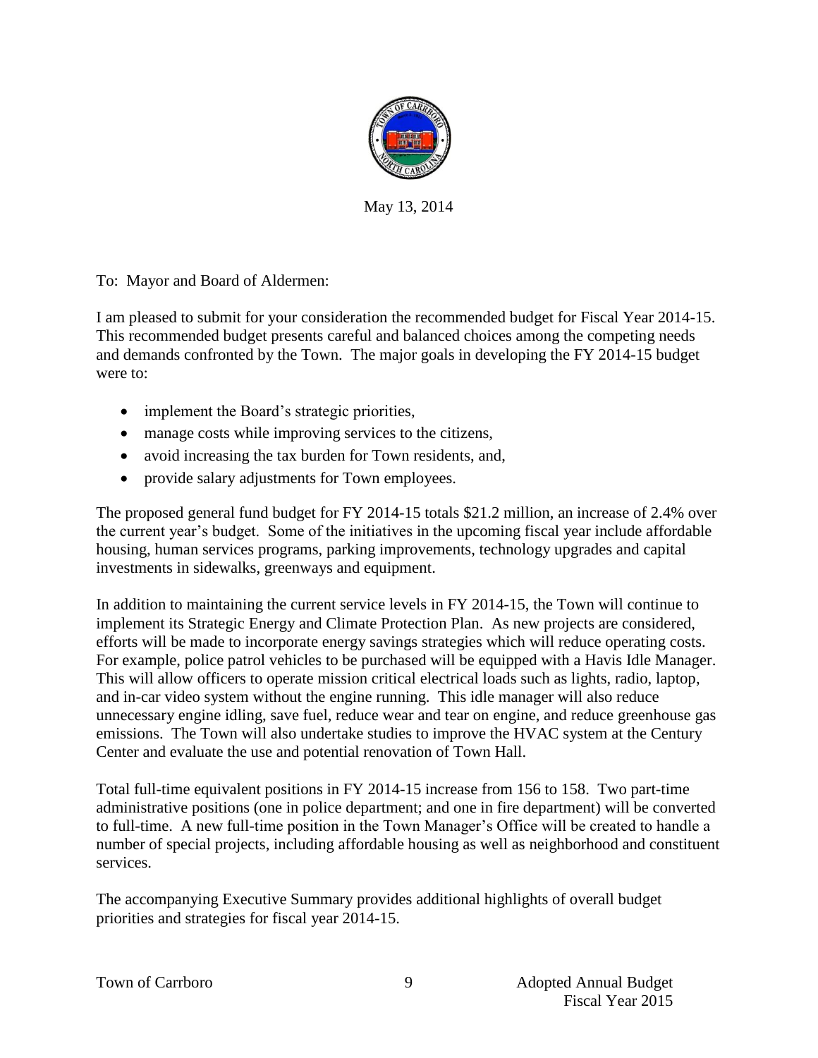May 13, 2014

To: Mayor and Board of Aldermen:

I am pleased to submit for your consideration the recommended budget for Fiscal Year 2014-15. This recommended budget presents careful and balanced choices among the competing needs and demands confronted by the Town. The major goals in developing the FY 2014-15 budget were to:

- implement the Board's strategic priorities,
- manage costs while improving services to the citizens,
- avoid increasing the tax burden for Town residents, and,
- provide salary adjustments for Town employees.

The proposed general fund budget for FY 2014-15 totals $21.2 million, an increase of 2.4% over the current year's budget. Some of the initiatives in the upcoming fiscal year include affordable housing, human services programs, parking improvements, technology upgrades and capital investments in sidewalks, greenways and equipment.

In addition to maintaining the current service levels in FY 2014-15, the Town will continue to implement its Strategic Energy and Climate Protection Plan. As new projects are considered, efforts will be made to incorporate energy savings strategies which will reduce operating costs. For example, police patrol vehicles to be purchased will be equipped with a Havis Idle Manager. This will allow officers to operate mission critical electrical loads such as lights, radio, laptop, and in-car video system without the engine running. This idle manager will also reduce unnecessary engine idling, save fuel, reduce wear and tear on engine, and reduce greenhouse gas emissions. The Town will also undertake studies to improve the HVAC system at the Century Center and evaluate the use and potential renovation of Town Hall.

Total full-time equivalent positions in FY 2014-15 increase from 156 to 158. Two part-time administrative positions (one in police department; and one in fire department) will be converted to full-time. A new full-time position in the Town Manager's Office will be created to handle a number of special projects, including affordable housing as well as neighborhood and constituent services.

The accompanying Executive Summary provides additional highlights of overall budget priorities and strategies for fiscal year 2014-15.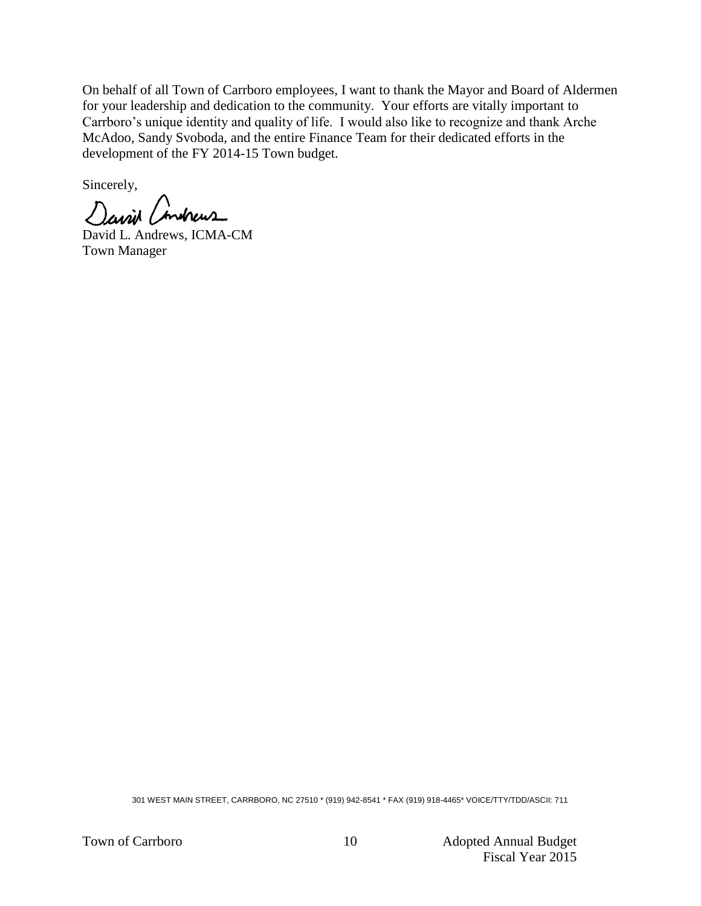On behalf of all Town of Carrboro employees, I want to thank the Mayor and Board of Aldermen for your leadership and dedication to the community. Your efforts are vitally important to Carrboro's unique identity and quality of life. I would also like to recognize and thank Arche McAdoo, Sandy Svoboda, and the entire Finance Team for their dedicated efforts in the development of the FY 2014-15 Town budget.

Sincerely,

David L. Andrews, ICMA-CM
Town Manager

301 WEST MAIN STREET, CARRBORO, NC 27510 * (919) 942-8541 * FAX (919) 918-4465* VOICE/TTY/TDD/ASCII: 711